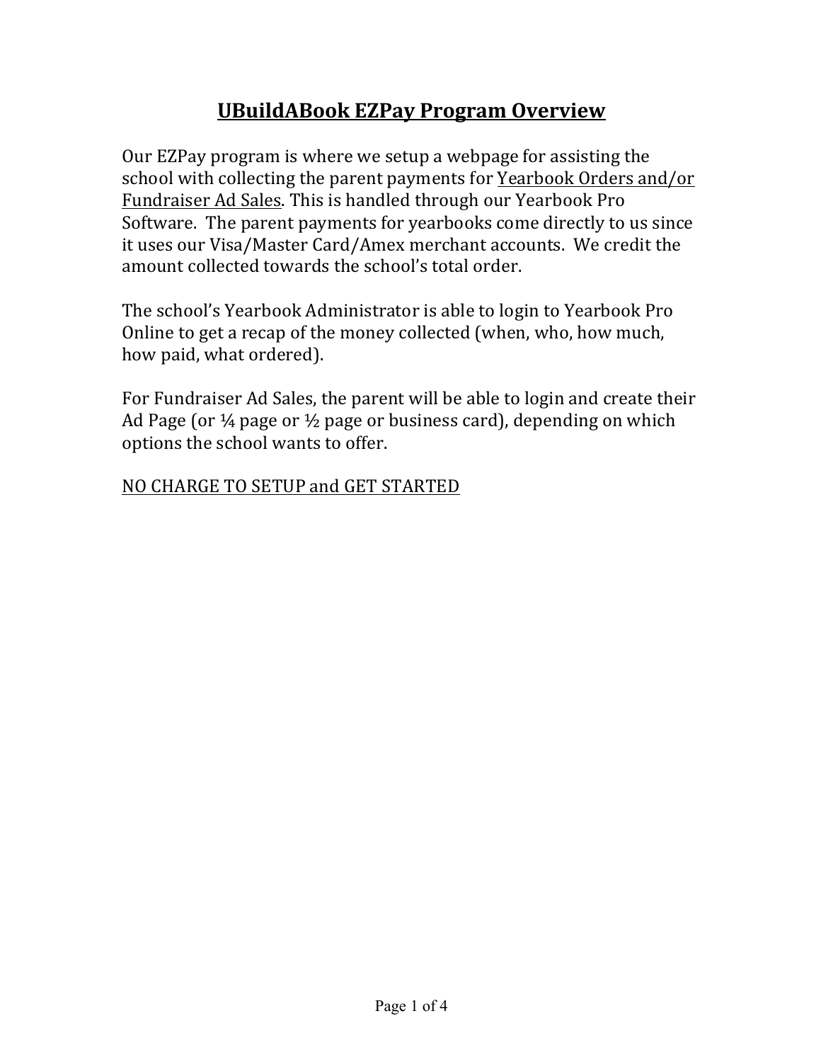# UBuildABook EZPay Program Overview

Our EZPay program is where we setup a webpage for assisting the school with collecting the parent payments for Yearbook Orders and/or Fundraiser Ad Sales. This is handled through our Yearbook Pro Software. The parent payments for yearbooks come directly to us since it uses our Visa/Master Card/Amex merchant accounts. We credit the amount collected towards the school's total order.

The school's Yearbook Administrator is able to login to Yearbook Pro Online to get a recap of the money collected (when, who, how much, how paid, what ordered).

For Fundraiser Ad Sales, the parent will be able to login and create their Ad Page (or ¼ page or ½ page or business card), depending on which options the school wants to offer.

NO CHARGE TO SETUP and GET STARTED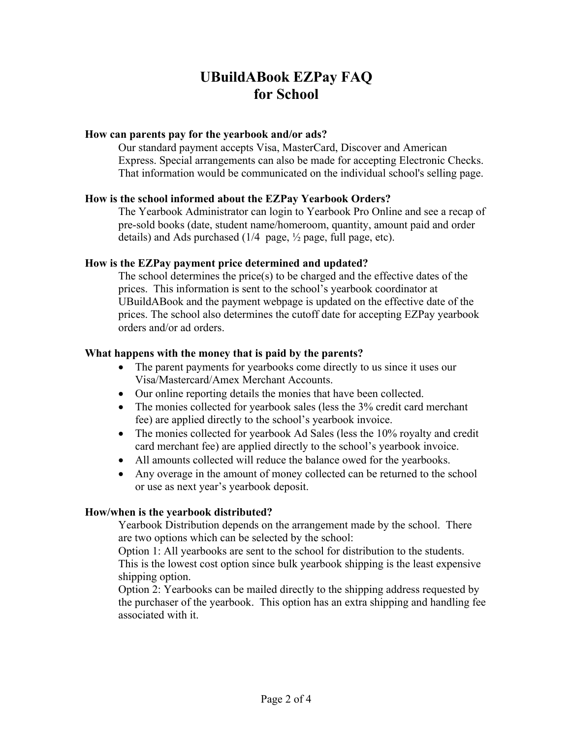# UBuildABook EZPay FAQ for School

**How can parents pay for the yearbook and/or ads?**

Our standard payment accepts Visa, MasterCard, Discover and American Express. Special arrangements can also be made for accepting Electronic Checks. That information would be communicated on the individual school's selling page.

**How is the school informed about the EZPay Yearbook Orders?**

The Yearbook Administrator can login to Yearbook Pro Online and see a recap of pre-sold books (date, student name/homeroom, quantity, amount paid and order details) and Ads purchased (1/4 page, ½ page, full page, etc).

**How is the EZPay payment price determined and updated?**

The school determines the price(s) to be charged and the effective dates of the prices. This information is sent to the school's yearbook coordinator at UBuildABook and the payment webpage is updated on the effective date of the prices. The school also determines the cutoff date for accepting EZPay yearbook orders and/or ad orders.

**What happens with the money that is paid by the parents?**

- The parent payments for yearbooks come directly to us since it uses our Visa/Mastercard/Amex Merchant Accounts.
- Our online reporting details the monies that have been collected.
- The monies collected for yearbook sales (less the 3% credit card merchant fee) are applied directly to the school's yearbook invoice.
- The monies collected for yearbook Ad Sales (less the 10% royalty and credit card merchant fee) are applied directly to the school's yearbook invoice.
- All amounts collected will reduce the balance owed for the yearbooks.
- Any overage in the amount of money collected can be returned to the school or use as next year's yearbook deposit.

**How/when is the yearbook distributed?**

Yearbook Distribution depends on the arrangement made by the school. There are two options which can be selected by the school:

Option 1: All yearbooks are sent to the school for distribution to the students. This is the lowest cost option since bulk yearbook shipping is the least expensive shipping option.

Option 2: Yearbooks can be mailed directly to the shipping address requested by the purchaser of the yearbook. This option has an extra shipping and handling fee associated with it.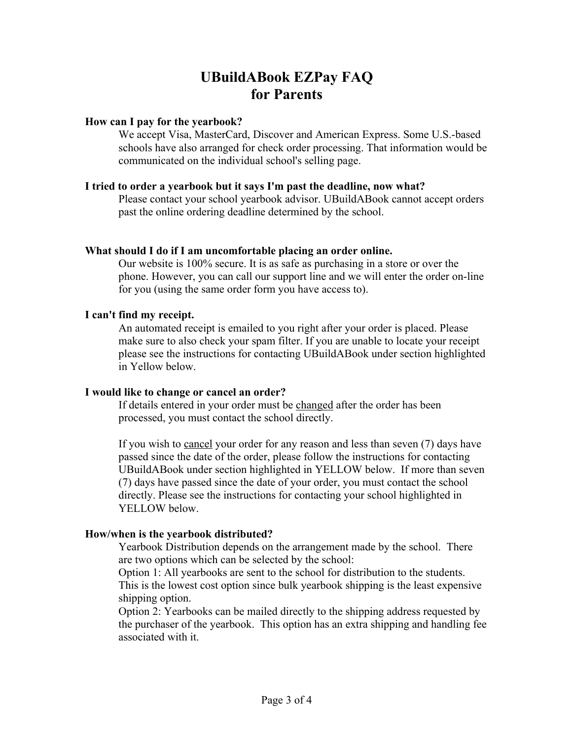# UBuildABook EZPay FAQ for Parents

**How can I pay for the yearbook?**

We accept Visa, MasterCard, Discover and American Express. Some U.S.-based schools have also arranged for check order processing. That information would be communicated on the individual school's selling page.

**I tried to order a yearbook but it says I'm past the deadline, now what?**

Please contact your school yearbook advisor. UBuildABook cannot accept orders past the online ordering deadline determined by the school.

**What should I do if I am uncomfortable placing an order online.**

Our website is 100% secure. It is as safe as purchasing in a store or over the phone. However, you can call our support line and we will enter the order on-line for you (using the same order form you have access to).

**I can't find my receipt.**

An automated receipt is emailed to you right after your order is placed. Please make sure to also check your spam filter. If you are unable to locate your receipt please see the instructions for contacting UBuildABook under section highlighted in Yellow below.

**I would like to change or cancel an order?**

If details entered in your order must be <u>changed</u> after the order has been processed, you must contact the school directly.

If you wish to <u>cancel</u> your order for any reason and less than seven (7) days have passed since the date of the order, please follow the instructions for contacting UBuildABook under section highlighted in YELLOW below. If more than seven (7) days have passed since the date of your order, you must contact the school directly. Please see the instructions for contacting your school highlighted in YELLOW below.

**How/when is the yearbook distributed?**

Yearbook Distribution depends on the arrangement made by the school. There are two options which can be selected by the school:

Option 1: All yearbooks are sent to the school for distribution to the students. This is the lowest cost option since bulk yearbook shipping is the least expensive shipping option.

Option 2: Yearbooks can be mailed directly to the shipping address requested by the purchaser of the yearbook. This option has an extra shipping and handling fee associated with it.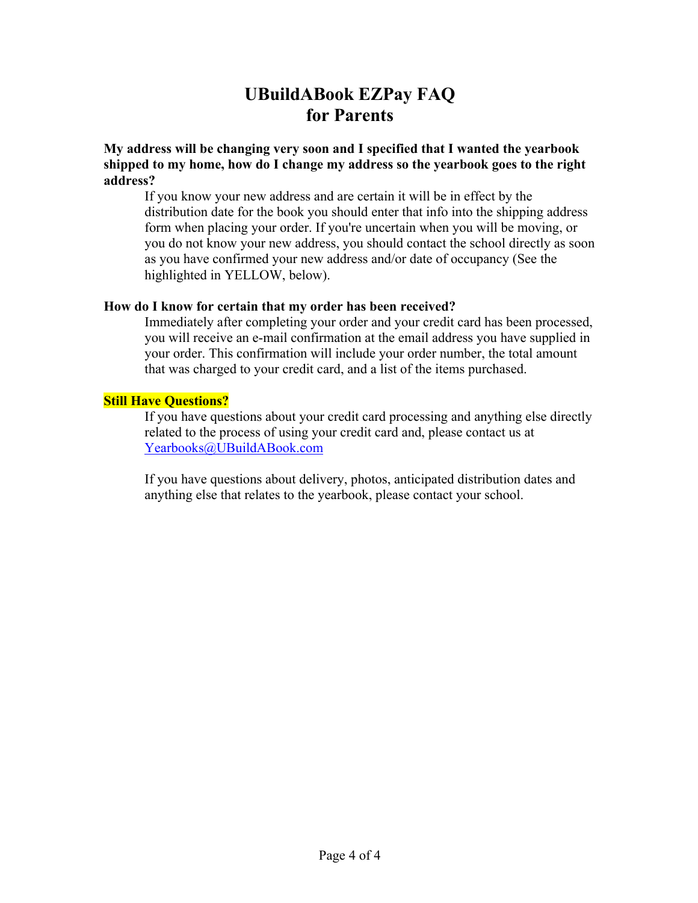# UBuildABook EZPay FAQ for Parents

**My address will be changing very soon and I specified that I wanted the yearbook shipped to my home, how do I change my address so the yearbook goes to the right address?**

If you know your new address and are certain it will be in effect by the distribution date for the book you should enter that info into the shipping address form when placing your order. If you're uncertain when you will be moving, or you do not know your new address, you should contact the school directly as soon as you have confirmed your new address and/or date of occupancy (See the highlighted in YELLOW, below).

**How do I know for certain that my order has been received?**

Immediately after completing your order and your credit card has been processed, you will receive an e-mail confirmation at the email address you have supplied in your order. This confirmation will include your order number, the total amount that was charged to your credit card, and a list of the items purchased.

**Still Have Questions?**

If you have questions about your credit card processing and anything else directly related to the process of using your credit card and, please contact us at Yearbooks@UBuildABook.com

If you have questions about delivery, photos, anticipated distribution dates and anything else that relates to the yearbook, please contact your school.